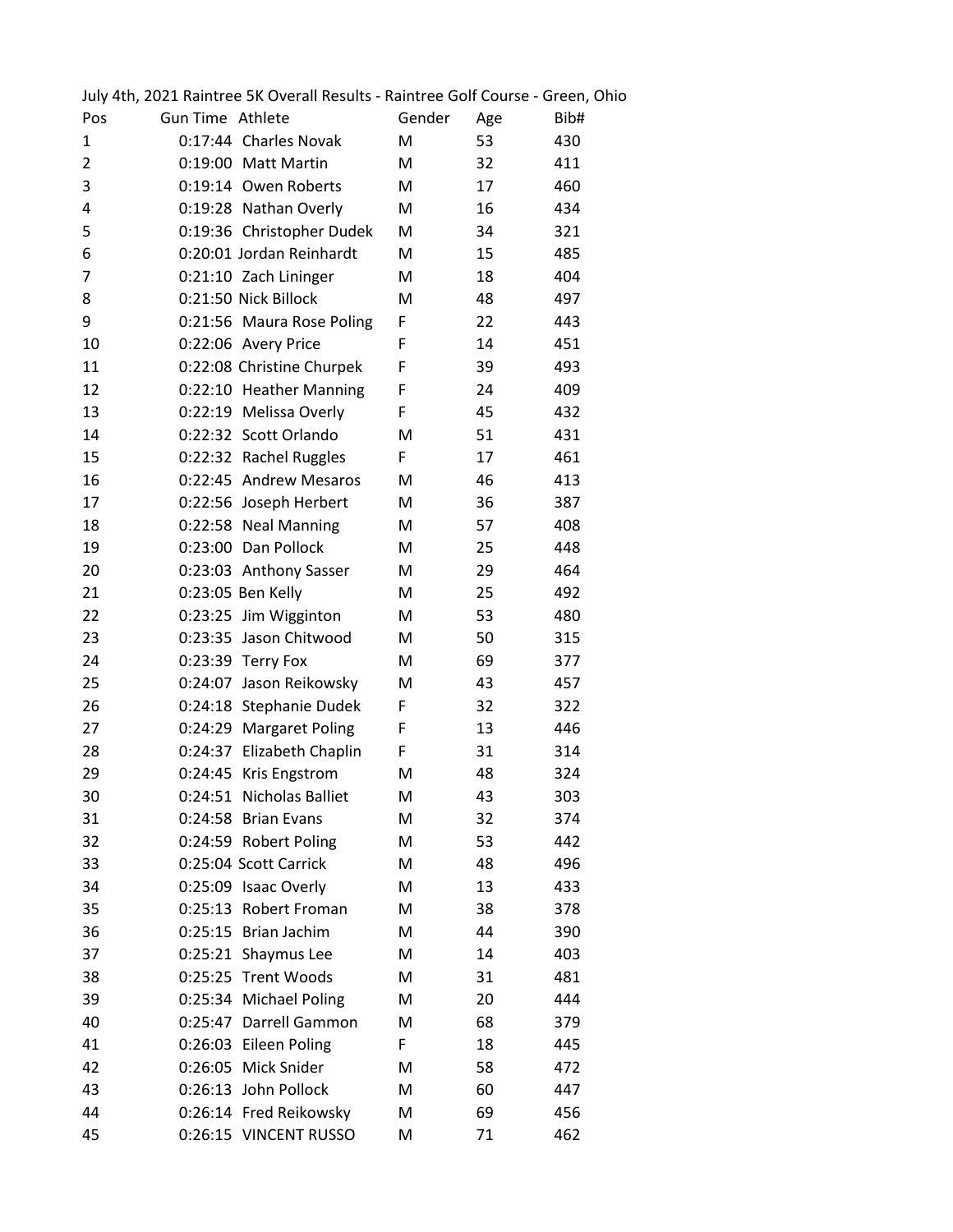July 4th, 2021 Raintree 5K Overall Results - Raintree Golf Course - Green, Ohio

| Pos | Gun Time | Athlete | Gender | Age | Bib# |
|---|---|---|---|---|---|
| 1 | 0:17:44 | Charles Novak | M | 53 | 430 |
| 2 | 0:19:00 | Matt Martin | M | 32 | 411 |
| 3 | 0:19:14 | Owen Roberts | M | 17 | 460 |
| 4 | 0:19:28 | Nathan Overly | M | 16 | 434 |
| 5 | 0:19:36 | Christopher Dudek | M | 34 | 321 |
| 6 | 0:20:01 | Jordan Reinhardt | M | 15 | 485 |
| 7 | 0:21:10 | Zach Lininger | M | 18 | 404 |
| 8 | 0:21:50 | Nick Billock | M | 48 | 497 |
| 9 | 0:21:56 | Maura Rose Poling | F | 22 | 443 |
| 10 | 0:22:06 | Avery Price | F | 14 | 451 |
| 11 | 0:22:08 | Christine Churpek | F | 39 | 493 |
| 12 | 0:22:10 | Heather Manning | F | 24 | 409 |
| 13 | 0:22:19 | Melissa Overly | F | 45 | 432 |
| 14 | 0:22:32 | Scott Orlando | M | 51 | 431 |
| 15 | 0:22:32 | Rachel Ruggles | F | 17 | 461 |
| 16 | 0:22:45 | Andrew Mesaros | M | 46 | 413 |
| 17 | 0:22:56 | Joseph Herbert | M | 36 | 387 |
| 18 | 0:22:58 | Neal Manning | M | 57 | 408 |
| 19 | 0:23:00 | Dan Pollock | M | 25 | 448 |
| 20 | 0:23:03 | Anthony Sasser | M | 29 | 464 |
| 21 | 0:23:05 | Ben Kelly | M | 25 | 492 |
| 22 | 0:23:25 | Jim Wigginton | M | 53 | 480 |
| 23 | 0:23:35 | Jason Chitwood | M | 50 | 315 |
| 24 | 0:23:39 | Terry Fox | M | 69 | 377 |
| 25 | 0:24:07 | Jason Reikowsky | M | 43 | 457 |
| 26 | 0:24:18 | Stephanie Dudek | F | 32 | 322 |
| 27 | 0:24:29 | Margaret Poling | F | 13 | 446 |
| 28 | 0:24:37 | Elizabeth Chaplin | F | 31 | 314 |
| 29 | 0:24:45 | Kris Engstrom | M | 48 | 324 |
| 30 | 0:24:51 | Nicholas Balliet | M | 43 | 303 |
| 31 | 0:24:58 | Brian Evans | M | 32 | 374 |
| 32 | 0:24:59 | Robert Poling | M | 53 | 442 |
| 33 | 0:25:04 | Scott Carrick | M | 48 | 496 |
| 34 | 0:25:09 | Isaac Overly | M | 13 | 433 |
| 35 | 0:25:13 | Robert Froman | M | 38 | 378 |
| 36 | 0:25:15 | Brian Jachim | M | 44 | 390 |
| 37 | 0:25:21 | Shaymus Lee | M | 14 | 403 |
| 38 | 0:25:25 | Trent Woods | M | 31 | 481 |
| 39 | 0:25:34 | Michael Poling | M | 20 | 444 |
| 40 | 0:25:47 | Darrell Gammon | M | 68 | 379 |
| 41 | 0:26:03 | Eileen Poling | F | 18 | 445 |
| 42 | 0:26:05 | Mick Snider | M | 58 | 472 |
| 43 | 0:26:13 | John Pollock | M | 60 | 447 |
| 44 | 0:26:14 | Fred Reikowsky | M | 69 | 456 |
| 45 | 0:26:15 | VINCENT RUSSO | M | 71 | 462 |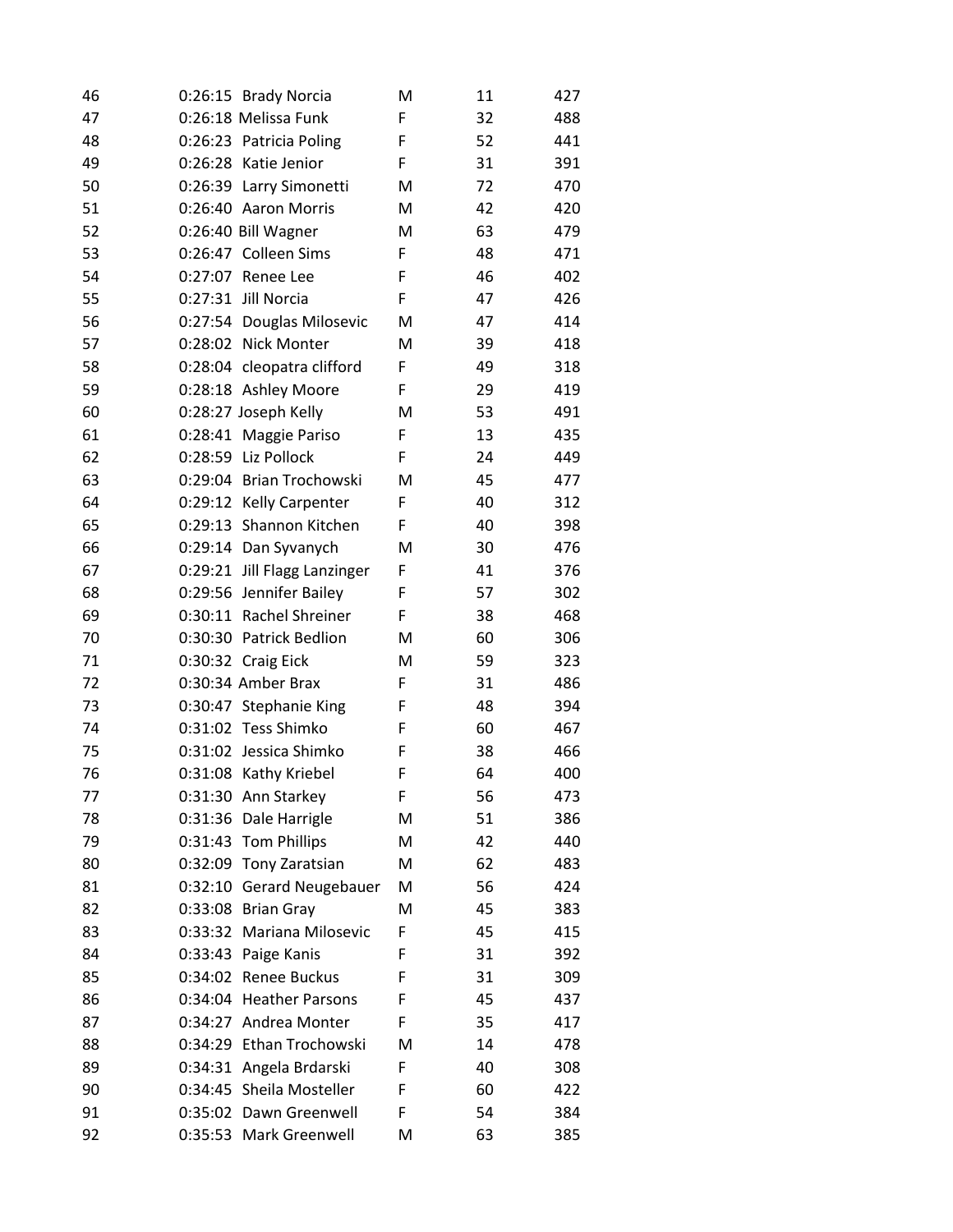| | | | | | |
|---|---|---|---|---|---|
| 46 | 0:26:15 | Brady Norcia | M | 11 | 427 |
| 47 | 0:26:18 | Melissa Funk | F | 32 | 488 |
| 48 | 0:26:23 | Patricia Poling | F | 52 | 441 |
| 49 | 0:26:28 | Katie Jenior | F | 31 | 391 |
| 50 | 0:26:39 | Larry Simonetti | M | 72 | 470 |
| 51 | 0:26:40 | Aaron Morris | M | 42 | 420 |
| 52 | 0:26:40 | Bill Wagner | M | 63 | 479 |
| 53 | 0:26:47 | Colleen Sims | F | 48 | 471 |
| 54 | 0:27:07 | Renee Lee | F | 46 | 402 |
| 55 | 0:27:31 | Jill Norcia | F | 47 | 426 |
| 56 | 0:27:54 | Douglas Milosevic | M | 47 | 414 |
| 57 | 0:28:02 | Nick Monter | M | 39 | 418 |
| 58 | 0:28:04 | cleopatra clifford | F | 49 | 318 |
| 59 | 0:28:18 | Ashley Moore | F | 29 | 419 |
| 60 | 0:28:27 | Joseph Kelly | M | 53 | 491 |
| 61 | 0:28:41 | Maggie Pariso | F | 13 | 435 |
| 62 | 0:28:59 | Liz Pollock | F | 24 | 449 |
| 63 | 0:29:04 | Brian Trochowski | M | 45 | 477 |
| 64 | 0:29:12 | Kelly Carpenter | F | 40 | 312 |
| 65 | 0:29:13 | Shannon Kitchen | F | 40 | 398 |
| 66 | 0:29:14 | Dan Syvanych | M | 30 | 476 |
| 67 | 0:29:21 | Jill Flagg Lanzinger | F | 41 | 376 |
| 68 | 0:29:56 | Jennifer Bailey | F | 57 | 302 |
| 69 | 0:30:11 | Rachel Shreiner | F | 38 | 468 |
| 70 | 0:30:30 | Patrick Bedlion | M | 60 | 306 |
| 71 | 0:30:32 | Craig Eick | M | 59 | 323 |
| 72 | 0:30:34 | Amber Brax | F | 31 | 486 |
| 73 | 0:30:47 | Stephanie King | F | 48 | 394 |
| 74 | 0:31:02 | Tess Shimko | F | 60 | 467 |
| 75 | 0:31:02 | Jessica Shimko | F | 38 | 466 |
| 76 | 0:31:08 | Kathy Kriebel | F | 64 | 400 |
| 77 | 0:31:30 | Ann Starkey | F | 56 | 473 |
| 78 | 0:31:36 | Dale Harrigle | M | 51 | 386 |
| 79 | 0:31:43 | Tom Phillips | M | 42 | 440 |
| 80 | 0:32:09 | Tony Zaratsian | M | 62 | 483 |
| 81 | 0:32:10 | Gerard Neugebauer | M | 56 | 424 |
| 82 | 0:33:08 | Brian Gray | M | 45 | 383 |
| 83 | 0:33:32 | Mariana Milosevic | F | 45 | 415 |
| 84 | 0:33:43 | Paige Kanis | F | 31 | 392 |
| 85 | 0:34:02 | Renee Buckus | F | 31 | 309 |
| 86 | 0:34:04 | Heather Parsons | F | 45 | 437 |
| 87 | 0:34:27 | Andrea Monter | F | 35 | 417 |
| 88 | 0:34:29 | Ethan Trochowski | M | 14 | 478 |
| 89 | 0:34:31 | Angela Brdarski | F | 40 | 308 |
| 90 | 0:34:45 | Sheila Mosteller | F | 60 | 422 |
| 91 | 0:35:02 | Dawn Greenwell | F | 54 | 384 |
| 92 | 0:35:53 | Mark Greenwell | M | 63 | 385 |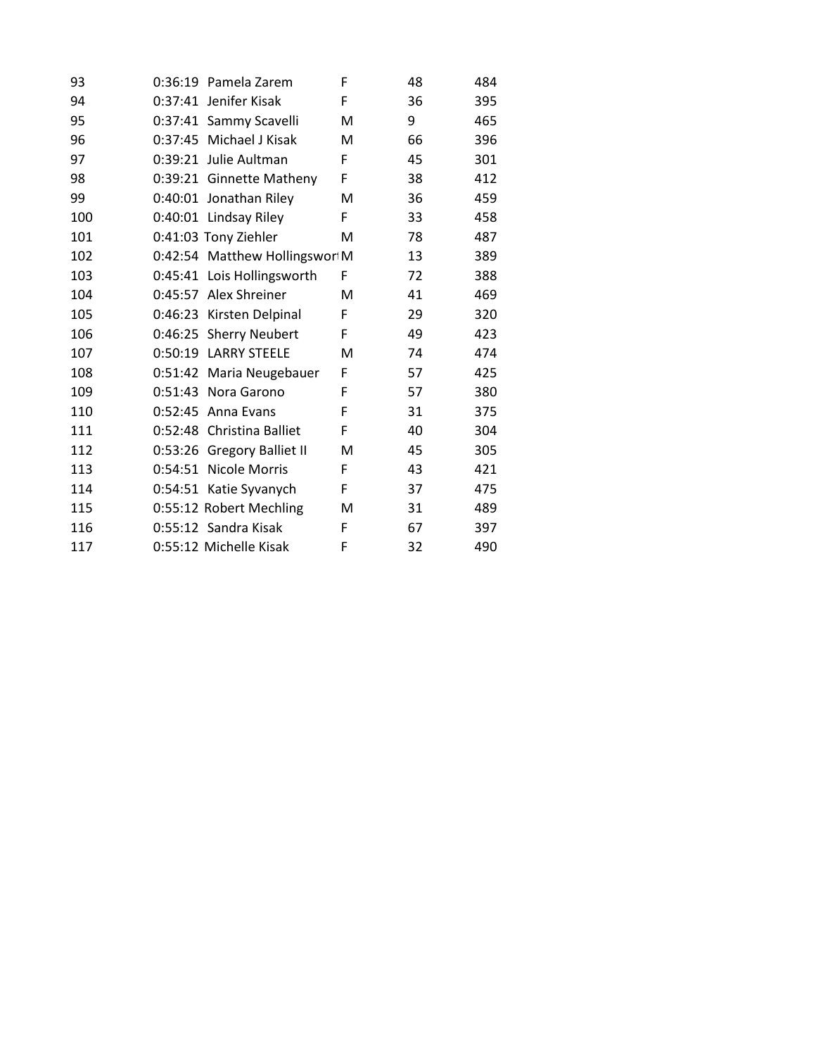| | | | | | |
|---|---|---|---|---|---|
| 93 | 0:36:19 | Pamela Zarem | F | 48 | 484 |
| 94 | 0:37:41 | Jenifer Kisak | F | 36 | 395 |
| 95 | 0:37:41 | Sammy Scavelli | M | 9 | 465 |
| 96 | 0:37:45 | Michael J Kisak | M | 66 | 396 |
| 97 | 0:39:21 | Julie Aultman | F | 45 | 301 |
| 98 | 0:39:21 | Ginnette Matheny | F | 38 | 412 |
| 99 | 0:40:01 | Jonathan Riley | M | 36 | 459 |
| 100 | 0:40:01 | Lindsay Riley | F | 33 | 458 |
| 101 | 0:41:03 | Tony Ziehler | M | 78 | 487 |
| 102 | 0:42:54 | Matthew Hollingswort | M | 13 | 389 |
| 103 | 0:45:41 | Lois Hollingsworth | F | 72 | 388 |
| 104 | 0:45:57 | Alex Shreiner | M | 41 | 469 |
| 105 | 0:46:23 | Kirsten Delpinal | F | 29 | 320 |
| 106 | 0:46:25 | Sherry Neubert | F | 49 | 423 |
| 107 | 0:50:19 | LARRY STEELE | M | 74 | 474 |
| 108 | 0:51:42 | Maria Neugebauer | F | 57 | 425 |
| 109 | 0:51:43 | Nora Garono | F | 57 | 380 |
| 110 | 0:52:45 | Anna Evans | F | 31 | 375 |
| 111 | 0:52:48 | Christina Balliet | F | 40 | 304 |
| 112 | 0:53:26 | Gregory Balliet II | M | 45 | 305 |
| 113 | 0:54:51 | Nicole Morris | F | 43 | 421 |
| 114 | 0:54:51 | Katie Syvanych | F | 37 | 475 |
| 115 | 0:55:12 | Robert Mechling | M | 31 | 489 |
| 116 | 0:55:12 | Sandra Kisak | F | 67 | 397 |
| 117 | 0:55:12 | Michelle Kisak | F | 32 | 490 |